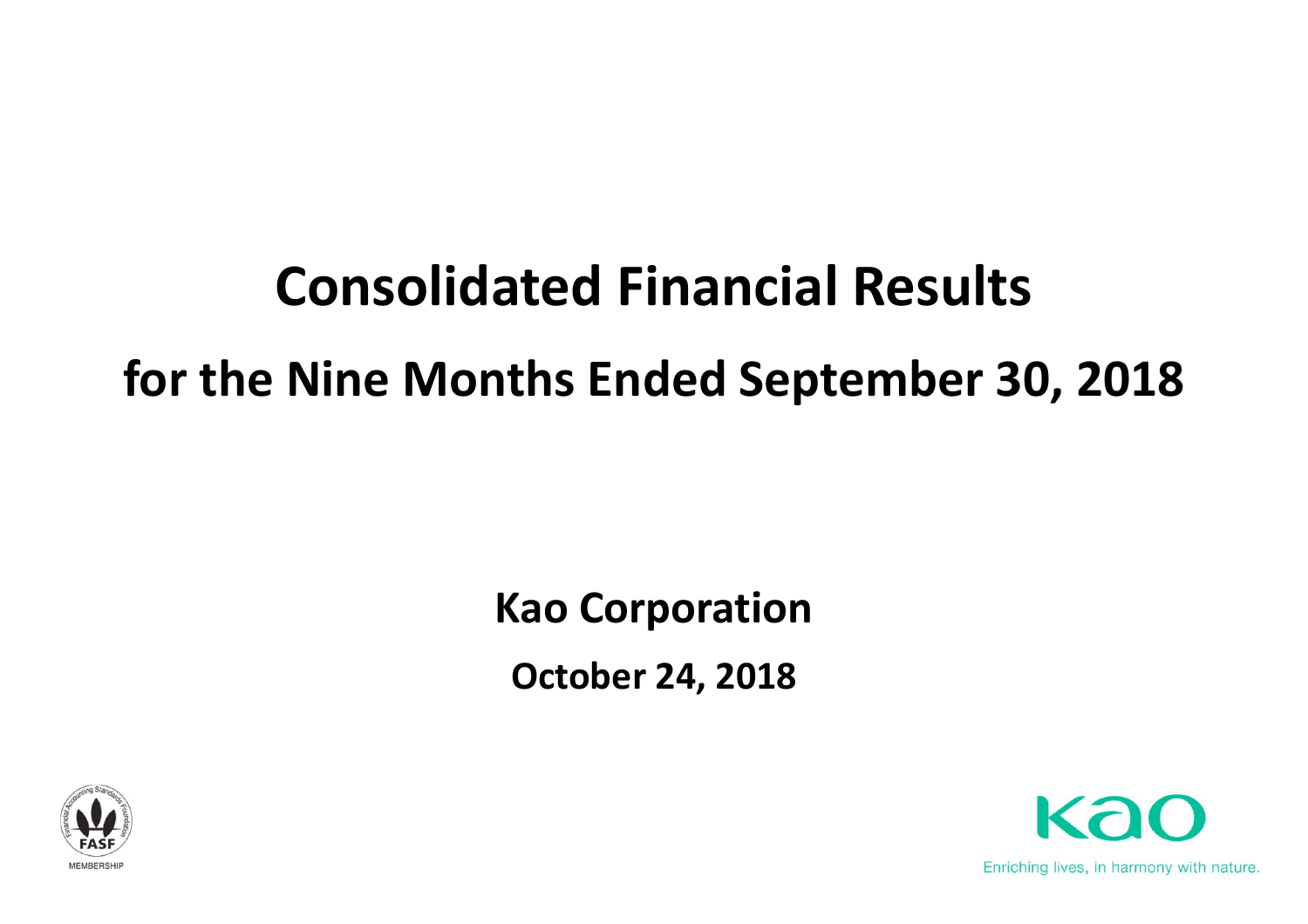# Consolidated Financial Results

# for the Nine Months Ended September 30, 2018

**Kao Corporation**

**October 24, 2018**

FASF MEMBERSHIP

Enriching lives, in harmony with nature.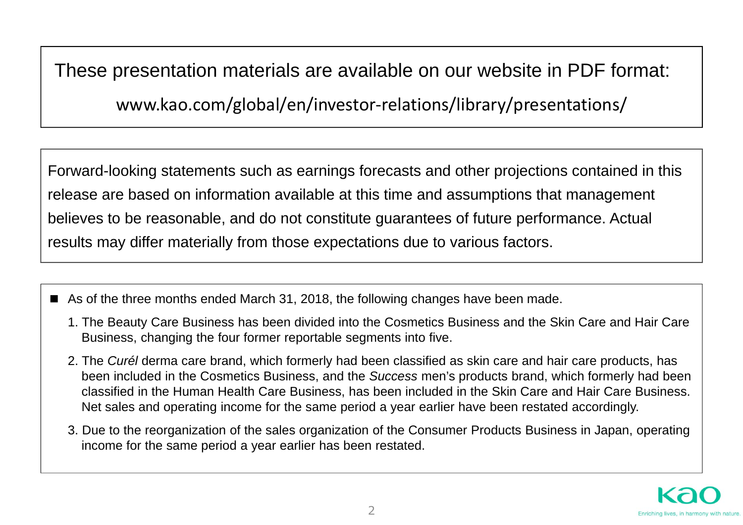These presentation materials are available on our website in PDF format:

www.kao.com/global/en/investor-relations/library/presentations/

Forward-looking statements such as earnings forecasts and other projections contained in this release are based on information available at this time and assumptions that management believes to be reasonable, and do not constitute guarantees of future performance. Actual results may differ materially from those expectations due to various factors.

- As of the three months ended March 31, 2018, the following changes have been made.
  1. The Beauty Care Business has been divided into the Cosmetics Business and the Skin Care and Hair Care Business, changing the four former reportable segments into five.
  2. The *Curél* derma care brand, which formerly had been classified as skin care and hair care products, has been included in the Cosmetics Business, and the *Success* men's products brand, which formerly had been classified in the Human Health Care Business, has been included in the Skin Care and Hair Care Business. Net sales and operating income for the same period a year earlier have been restated accordingly.
  3. Due to the reorganization of the sales organization of the Consumer Products Business in Japan, operating income for the same period a year earlier has been restated.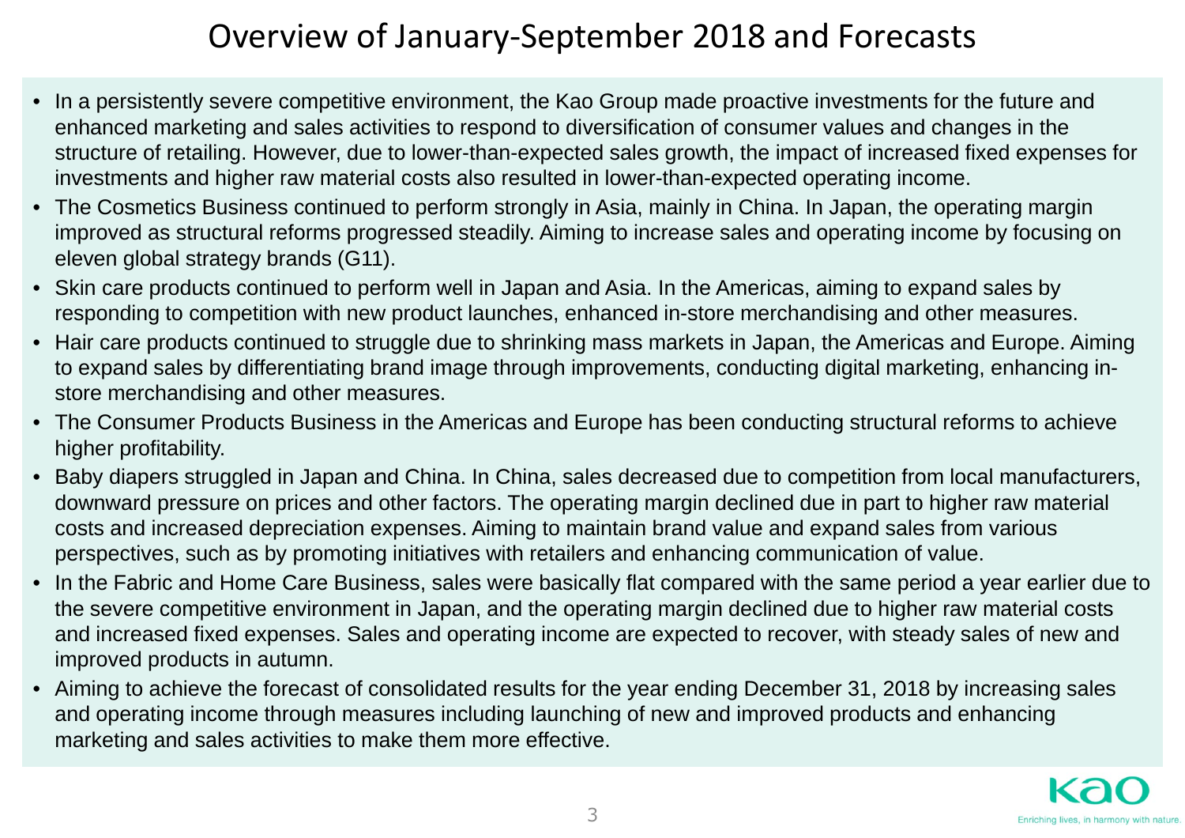# Overview of January-September 2018 and Forecasts

- In a persistently severe competitive environment, the Kao Group made proactive investments for the future and enhanced marketing and sales activities to respond to diversification of consumer values and changes in the structure of retailing. However, due to lower-than-expected sales growth, the impact of increased fixed expenses for investments and higher raw material costs also resulted in lower-than-expected operating income.
- The Cosmetics Business continued to perform strongly in Asia, mainly in China. In Japan, the operating margin improved as structural reforms progressed steadily. Aiming to increase sales and operating income by focusing on eleven global strategy brands (G11).
- Skin care products continued to perform well in Japan and Asia. In the Americas, aiming to expand sales by responding to competition with new product launches, enhanced in-store merchandising and other measures.
- Hair care products continued to struggle due to shrinking mass markets in Japan, the Americas and Europe. Aiming to expand sales by differentiating brand image through improvements, conducting digital marketing, enhancing in-store merchandising and other measures.
- The Consumer Products Business in the Americas and Europe has been conducting structural reforms to achieve higher profitability.
- Baby diapers struggled in Japan and China. In China, sales decreased due to competition from local manufacturers, downward pressure on prices and other factors. The operating margin declined due in part to higher raw material costs and increased depreciation expenses. Aiming to maintain brand value and expand sales from various perspectives, such as by promoting initiatives with retailers and enhancing communication of value.
- In the Fabric and Home Care Business, sales were basically flat compared with the same period a year earlier due to the severe competitive environment in Japan, and the operating margin declined due to higher raw material costs and increased fixed expenses. Sales and operating income are expected to recover, with steady sales of new and improved products in autumn.
- Aiming to achieve the forecast of consolidated results for the year ending December 31, 2018 by increasing sales and operating income through measures including launching of new and improved products and enhancing marketing and sales activities to make them more effective.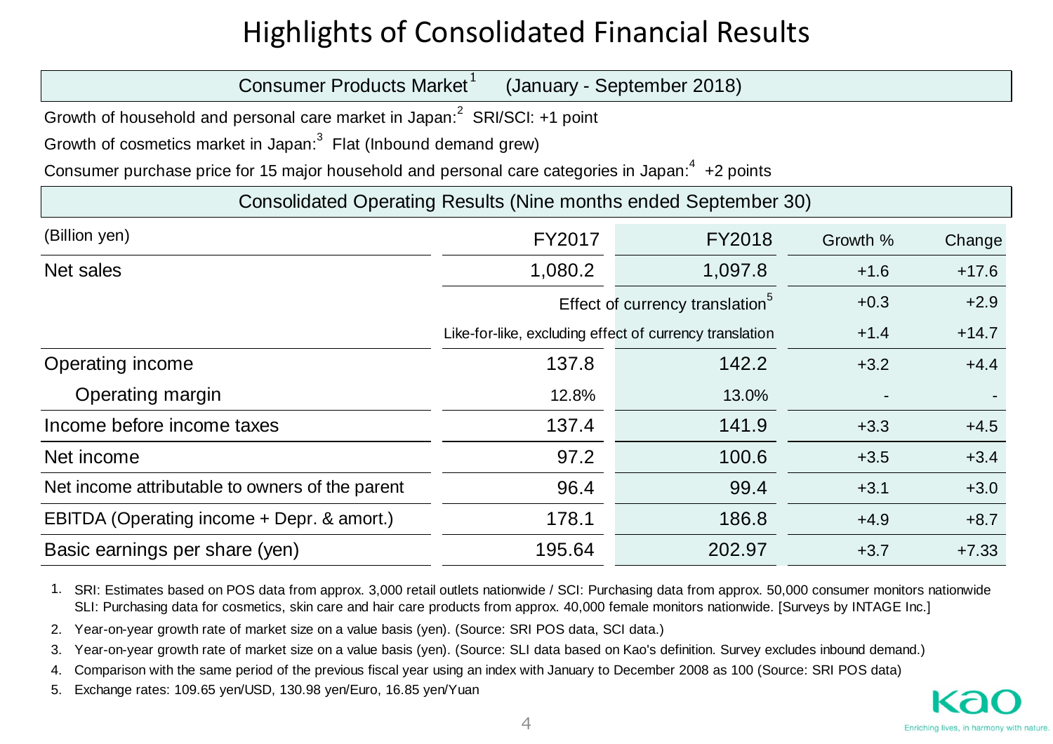# Highlights of Consolidated Financial Results

## Consumer Products Market[1] (January - September 2018)

Growth of household and personal care market in Japan:[2] SRI/SCI: +1 point

Growth of cosmetics market in Japan:[3] Flat (Inbound demand grew)

Consumer purchase price for 15 major household and personal care categories in Japan:[4] +2 points

## Consolidated Operating Results (Nine months ended September 30)

| (Billion yen) | FY2017 | FY2018 | Growth % | Change |
|---|---|---|---|---|
| Net sales | 1,080.2 | 1,097.8 | +1.6 | +17.6 |
| | Effect of currency translation[5] | | +0.3 | +2.9 |
| | Like-for-like, excluding effect of currency translation | | +1.4 | +14.7 |
| Operating income | 137.8 | 142.2 | +3.2 | +4.4 |
| Operating margin | 12.8% | 13.0% | - | - |
| Income before income taxes | 137.4 | 141.9 | +3.3 | +4.5 |
| Net income | 97.2 | 100.6 | +3.5 | +3.4 |
| Net income attributable to owners of the parent | 96.4 | 99.4 | +3.1 | +3.0 |
| EBITDA (Operating income + Depr. & amort.) | 178.1 | 186.8 | +4.9 | +8.7 |
| Basic earnings per share (yen) | 195.64 | 202.97 | +3.7 | +7.33 |

1. SRI: Estimates based on POS data from approx. 3,000 retail outlets nationwide / SCI: Purchasing data from approx. 50,000 consumer monitors nationwide SLI: Purchasing data for cosmetics, skin care and hair care products from approx. 40,000 female monitors nationwide. [Surveys by INTAGE Inc.]
2. Year-on-year growth rate of market size on a value basis (yen). (Source: SRI POS data, SCI data.)
3. Year-on-year growth rate of market size on a value basis (yen). (Source: SLI data based on Kao's definition. Survey excludes inbound demand.)
4. Comparison with the same period of the previous fiscal year using an index with January to December 2008 as 100 (Source: SRI POS data)
5. Exchange rates: 109.65 yen/USD, 130.98 yen/Euro, 16.85 yen/Yuan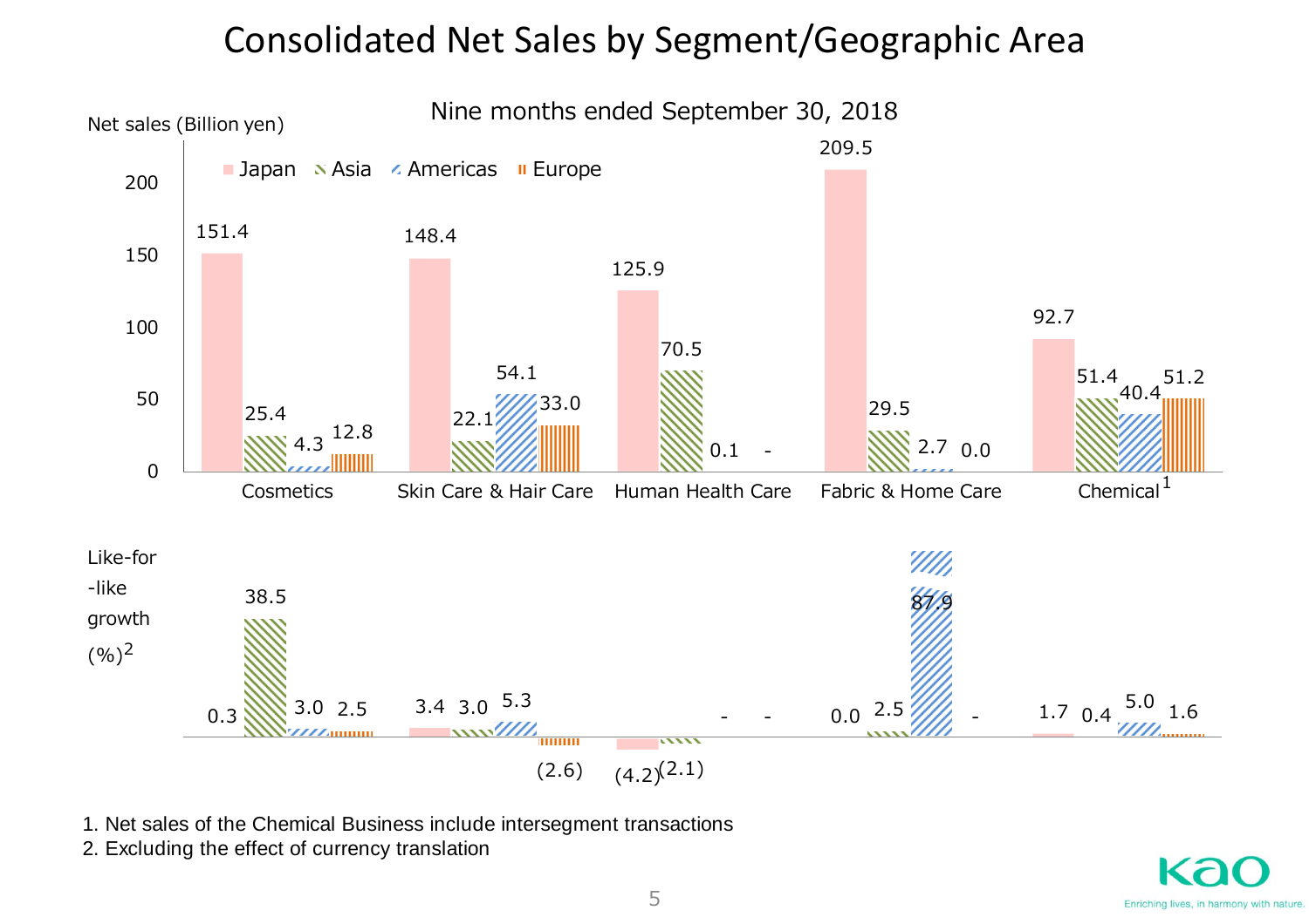# Consolidated Net Sales by Segment/Geographic Area

Nine months ended September 30, 2018

Net sales (Billion yen)

| | Japan | Asia | Americas | Europe |
|---|---|---|---|---|
| Cosmetics | 151.4 | 25.4 | 4.3 | 12.8 |
| Skin Care & Hair Care | 148.4 | 22.1 | 54.1 | 33.0 |
| Human Health Care | 125.9 | 70.5 | 0.1 | - |
| Fabric & Home Care | 209.5 | 29.5 | 2.7 | 0.0 |
| Chemical[1] | 92.7 | 51.4 | 40.4 | 51.2 |

Like-for-like growth (%)[2]

| | Japan | Asia | Americas | Europe |
|---|---|---|---|---|
| Cosmetics | 0.3 | 38.5 | 3.0 | 2.5 |
| Skin Care & Hair Care | 3.4 | 3.0 | 5.3 | (2.6) |
| Human Health Care | (4.2) | (2.1) | - | - |
| Fabric & Home Care | 0.0 | 2.5 | 87.9 | - |
| Chemical | 1.7 | 0.4 | 5.0 | 1.6 |

1. Net sales of the Chemical Business include intersegment transactions
2. Excluding the effect of currency translation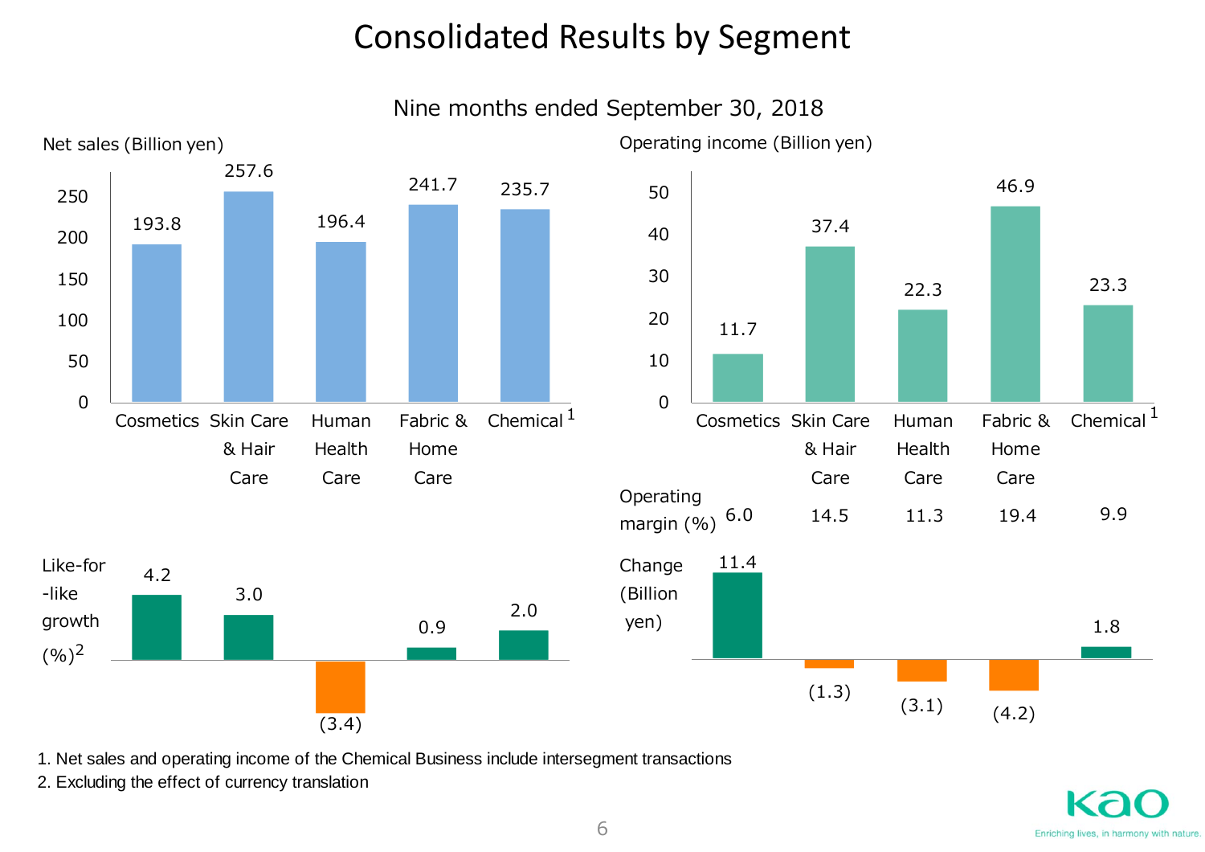# Consolidated Results by Segment

## Nine months ended September 30, 2018

| | Cosmetics | Skin Care & Hair Care | Human Health Care | Fabric & Home Care | Chemical[1] |
|---|---|---|---|---|---|
| Net sales (Billion yen) | 193.8 | 257.6 | 196.4 | 241.7 | 235.7 |
| Like-for-like growth (%)[2] | 4.2 | 3.0 | (3.4) | 0.9 | 2.0 |
| Operating income (Billion yen) | 11.7 | 37.4 | 22.3 | 46.9 | 23.3 |
| Operating margin (%) | 6.0 | 14.5 | 11.3 | 19.4 | 9.9 |
| Change (Billion yen) | 11.4 | (1.3) | (3.1) | (4.2) | 1.8 |

1. Net sales and operating income of the Chemical Business include intersegment transactions
2. Excluding the effect of currency translation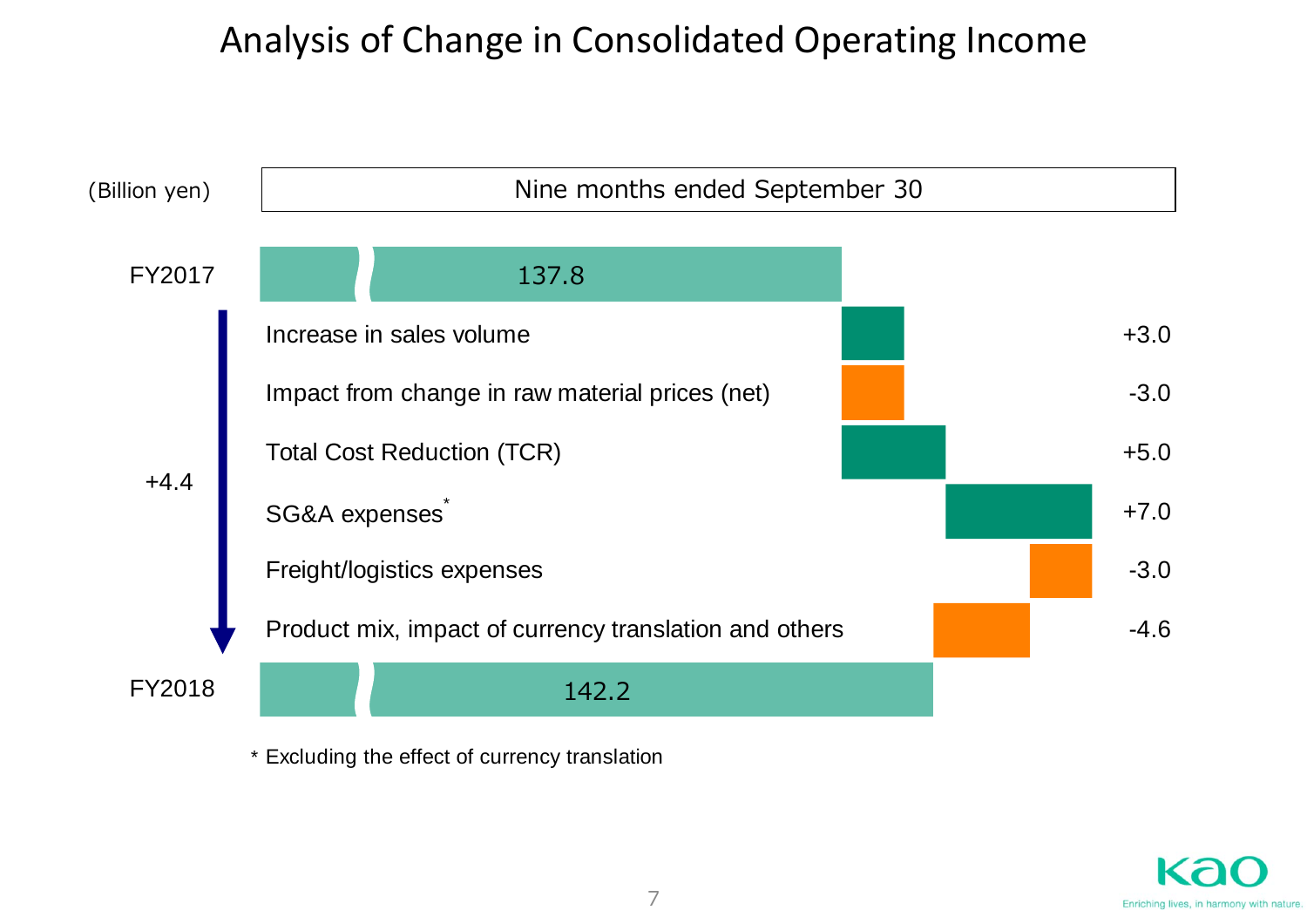# Analysis of Change in Consolidated Operating Income

(Billion yen)

Nine months ended September 30

FY2017 137.8

Increase in sales volume +3.0

Impact from change in raw material prices (net) -3.0

Total Cost Reduction (TCR) +5.0

SG&A expenses* +7.0

Freight/logistics expenses -3.0

Product mix, impact of currency translation and others -4.6

+4.4

FY2018 142.2

\* Excluding the effect of currency translation